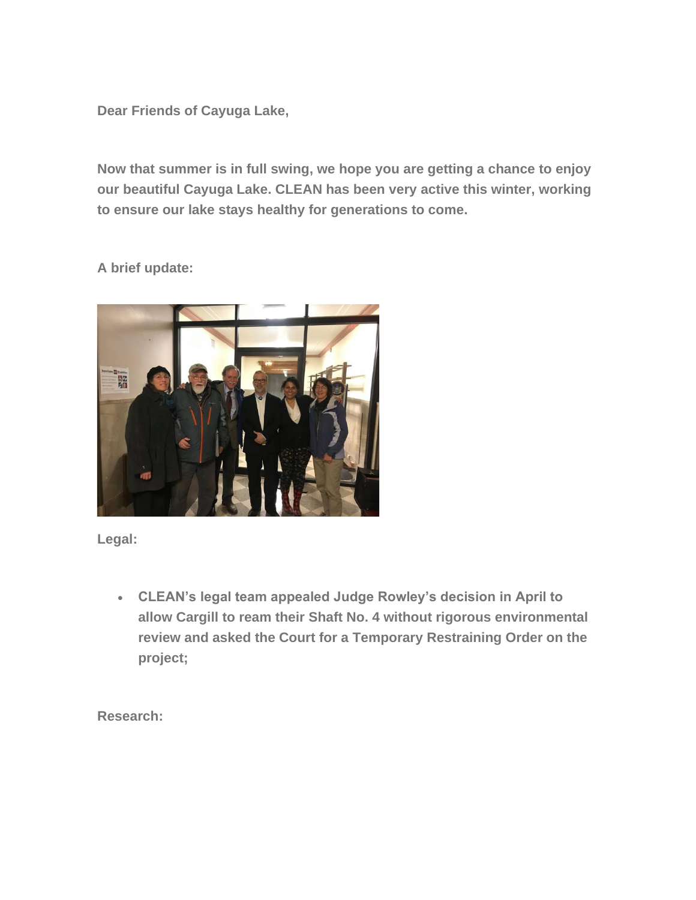**Dear Friends of Cayuga Lake,**

**Now that summer is in full swing, we hope you are getting a chance to enjoy our beautiful Cayuga Lake. CLEAN has been very active this winter, working to ensure our lake stays healthy for generations to come.**

**A brief update:**

**Legal:**

- **CLEAN's legal team appealed Judge Rowley's decision in April to allow Cargill to ream their Shaft No. 4 without rigorous environmental review and asked the Court for a Temporary Restraining Order on the project;**

**Research:**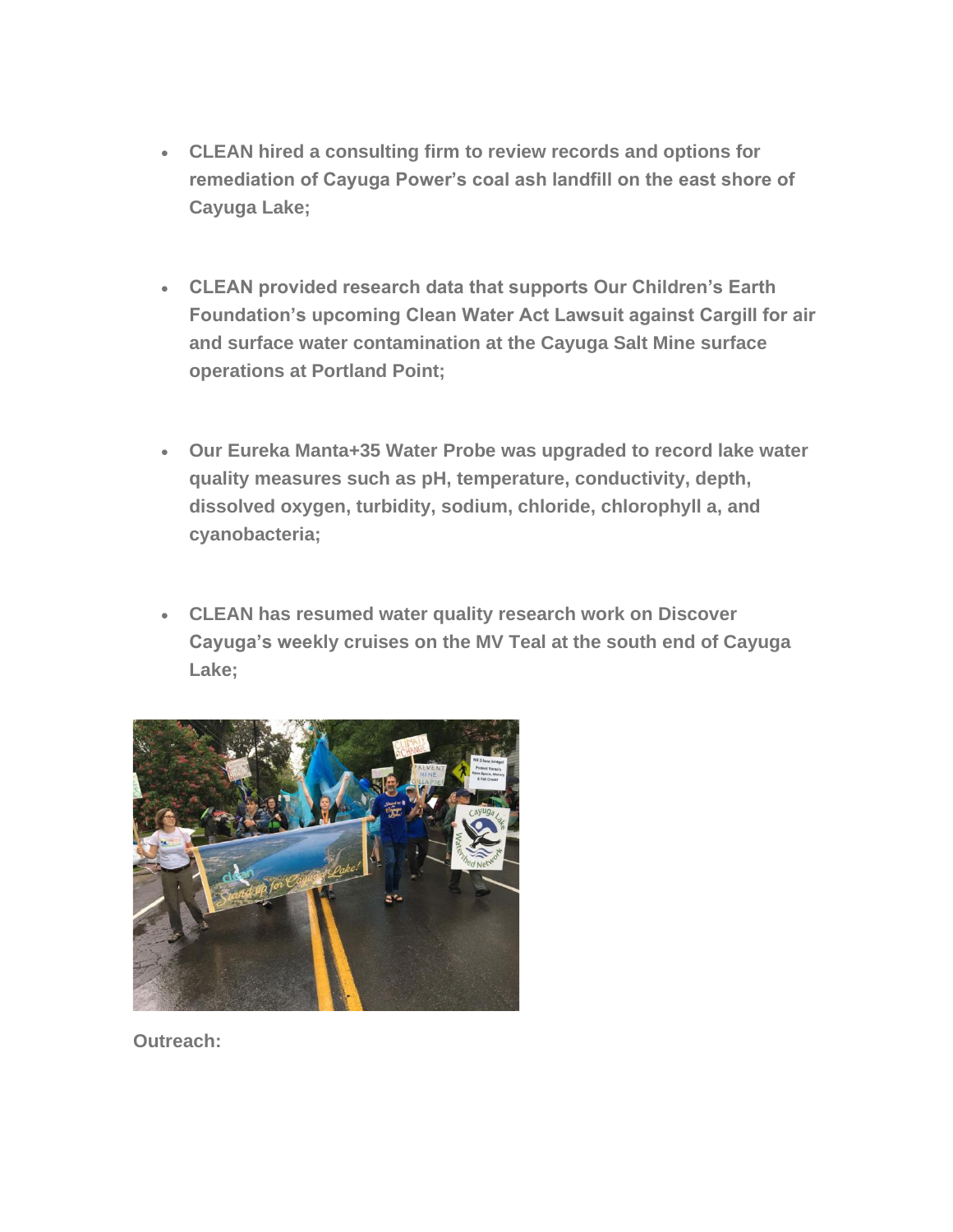- **CLEAN hired a consulting firm to review records and options for remediation of Cayuga Power's coal ash landfill on the east shore of Cayuga Lake;**

- **CLEAN provided research data that supports Our Children's Earth Foundation's upcoming Clean Water Act Lawsuit against Cargill for air and surface water contamination at the Cayuga Salt Mine surface operations at Portland Point;**

- **Our Eureka Manta+35 Water Probe was upgraded to record lake water quality measures such as pH, temperature, conductivity, depth, dissolved oxygen, turbidity, sodium, chloride, chlorophyll a, and cyanobacteria;**

- **CLEAN has resumed water quality research work on Discover Cayuga's weekly cruises on the MV Teal at the south end of Cayuga Lake;**

**Outreach:**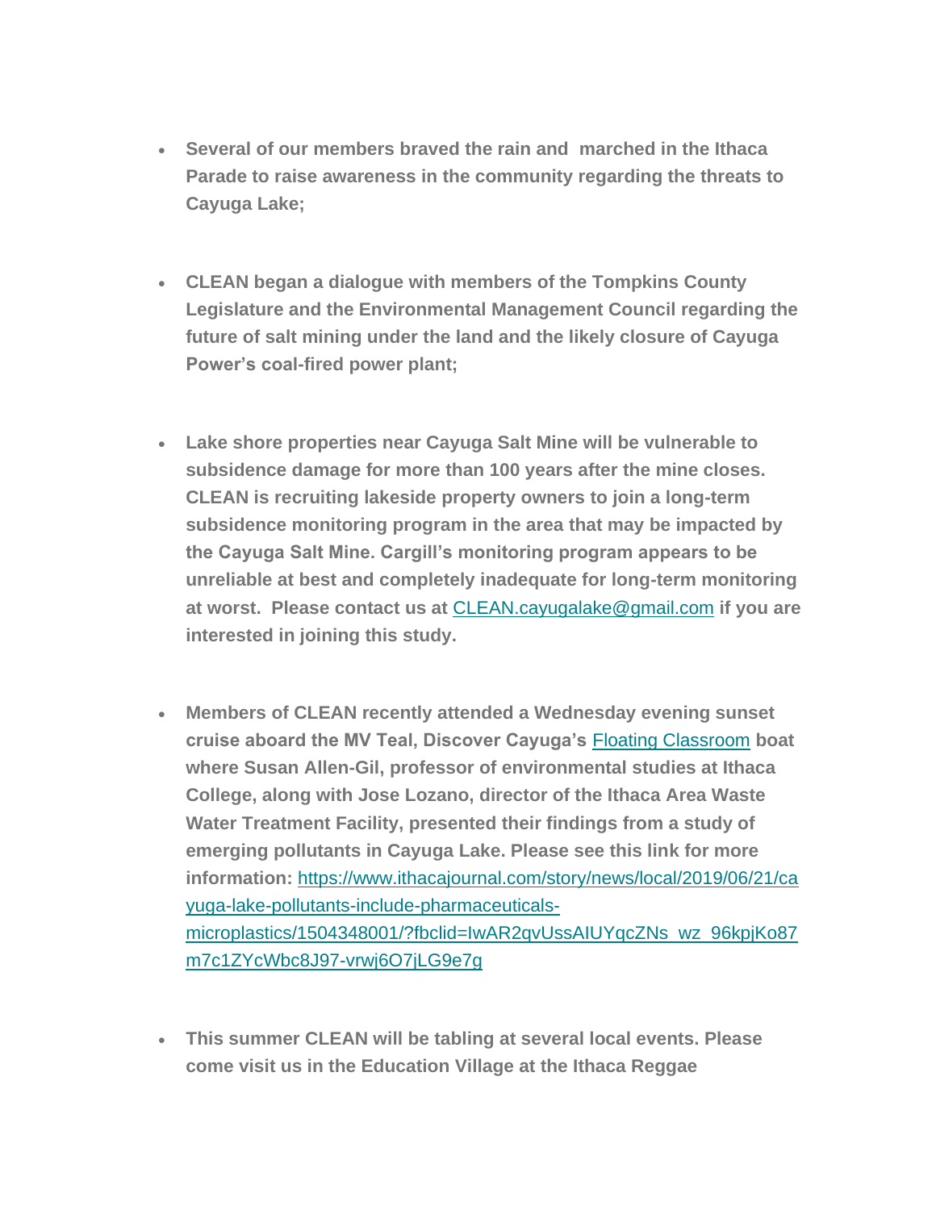- **Several of our members braved the rain and marched in the Ithaca Parade to raise awareness in the community regarding the threats to Cayuga Lake;**

- **CLEAN began a dialogue with members of the Tompkins County Legislature and the Environmental Management Council regarding the future of salt mining under the land and the likely closure of Cayuga Power's coal-fired power plant;**

- **Lake shore properties near Cayuga Salt Mine will be vulnerable to subsidence damage for more than 100 years after the mine closes. CLEAN is recruiting lakeside property owners to join a long-term subsidence monitoring program in the area that may be impacted by the Cayuga Salt Mine. Cargill's monitoring program appears to be unreliable at best and completely inadequate for long-term monitoring at worst. Please contact us at [CLEAN.cayugalake@gmail.com](mailto:CLEAN.cayugalake@gmail.com) if you are interested in joining this study.**

- **Members of CLEAN recently attended a Wednesday evening sunset cruise aboard the MV Teal, Discover Cayuga's [Floating Classroom](#) boat where Susan Allen-Gil, professor of environmental studies at Ithaca College, along with Jose Lozano, director of the Ithaca Area Waste Water Treatment Facility, presented their findings from a study of emerging pollutants in Cayuga Lake. Please see this link for more information: [https://www.ithacajournal.com/story/news/local/2019/06/21/cayuga-lake-pollutants-include-pharmaceuticals-microplastics/1504348001/?fbclid=IwAR2qvUssAIUYqcZNs_wz_96kpjKo87m7c1ZYcWbc8J97-vrwj6O7jLG9e7g](https://www.ithacajournal.com/story/news/local/2019/06/21/cayuga-lake-pollutants-include-pharmaceuticals-microplastics/1504348001/?fbclid=IwAR2qvUssAIUYqcZNs_wz_96kpjKo87m7c1ZYcWbc8J97-vrwj6O7jLG9e7g)**

- **This summer CLEAN will be tabling at several local events. Please come visit us in the Education Village at the Ithaca Reggae**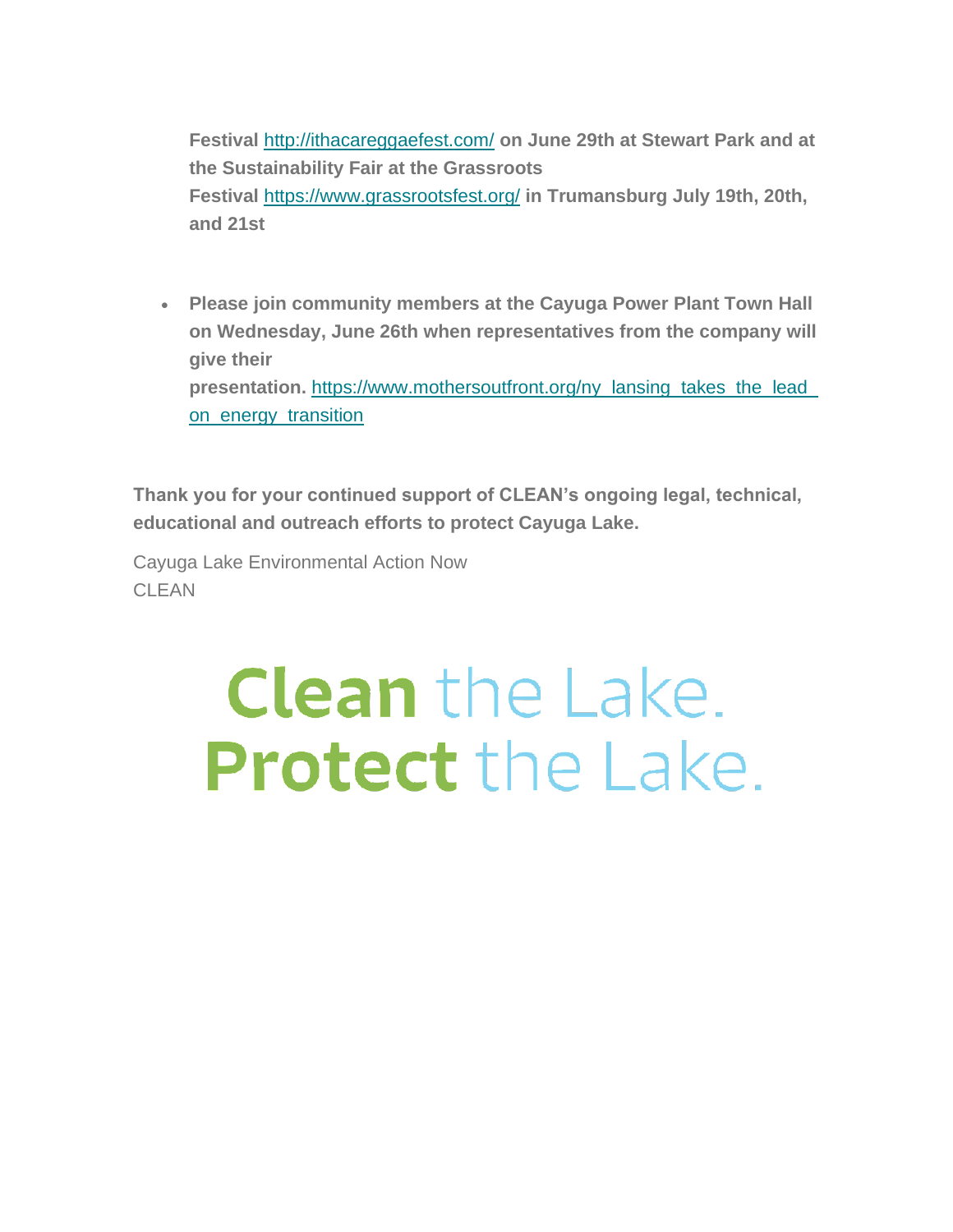**Festival** http://ithacareggaefest.com/ **on June 29th at Stewart Park and at the Sustainability Fair at the Grassroots Festival** https://www.grassrootsfest.org/ **in Trumansburg July 19th, 20th, and 21st**

- **Please join community members at the Cayuga Power Plant Town Hall on Wednesday, June 26th when representatives from the company will give their presentation.** https://www.mothersoutfront.org/ny_lansing_takes_the_lead_on_energy_transition

**Thank you for your continued support of CLEAN's ongoing legal, technical, educational and outreach efforts to protect Cayuga Lake.**

Cayuga Lake Environmental Action Now
CLEAN

**Clean** the Lake.
**Protect** the Lake.